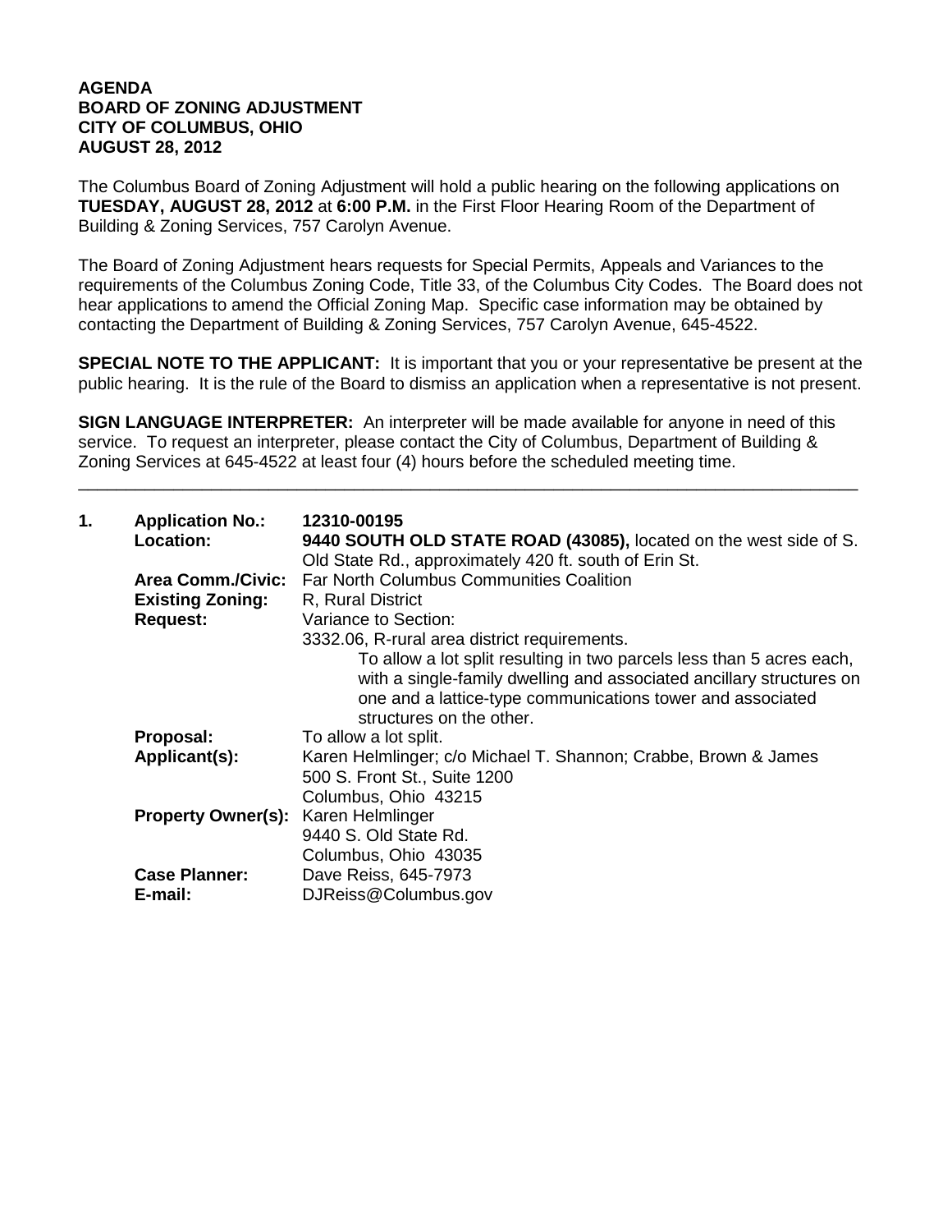**AGENDA**
**BOARD OF ZONING ADJUSTMENT**
**CITY OF COLUMBUS, OHIO**
**AUGUST 28, 2012**

The Columbus Board of Zoning Adjustment will hold a public hearing on the following applications on **TUESDAY, AUGUST 28, 2012** at **6:00 P.M.** in the First Floor Hearing Room of the Department of Building & Zoning Services, 757 Carolyn Avenue.

The Board of Zoning Adjustment hears requests for Special Permits, Appeals and Variances to the requirements of the Columbus Zoning Code, Title 33, of the Columbus City Codes. The Board does not hear applications to amend the Official Zoning Map. Specific case information may be obtained by contacting the Department of Building & Zoning Services, 757 Carolyn Avenue, 645-4522.

**SPECIAL NOTE TO THE APPLICANT:** It is important that you or your representative be present at the public hearing. It is the rule of the Board to dismiss an application when a representative is not present.

**SIGN LANGUAGE INTERPRETER:** An interpreter will be made available for anyone in need of this service. To request an interpreter, please contact the City of Columbus, Department of Building & Zoning Services at 645-4522 at least four (4) hours before the scheduled meeting time.

---

**1. Application No.:** **12310-00195**
**Location:** **9440 SOUTH OLD STATE ROAD (43085),** located on the west side of S. Old State Rd., approximately 420 ft. south of Erin St.
**Area Comm./Civic:** Far North Columbus Communities Coalition
**Existing Zoning:** R, Rural District
**Request:** Variance to Section:
3332.06, R-rural area district requirements.
To allow a lot split resulting in two parcels less than 5 acres each, with a single-family dwelling and associated ancillary structures on one and a lattice-type communications tower and associated structures on the other.
**Proposal:** To allow a lot split.
**Applicant(s):** Karen Helmlinger; c/o Michael T. Shannon; Crabbe, Brown & James
500 S. Front St., Suite 1200
Columbus, Ohio 43215
**Property Owner(s):** Karen Helmlinger
9440 S. Old State Rd.
Columbus, Ohio 43035
**Case Planner:** Dave Reiss, 645-7973
**E-mail:** DJReiss@Columbus.gov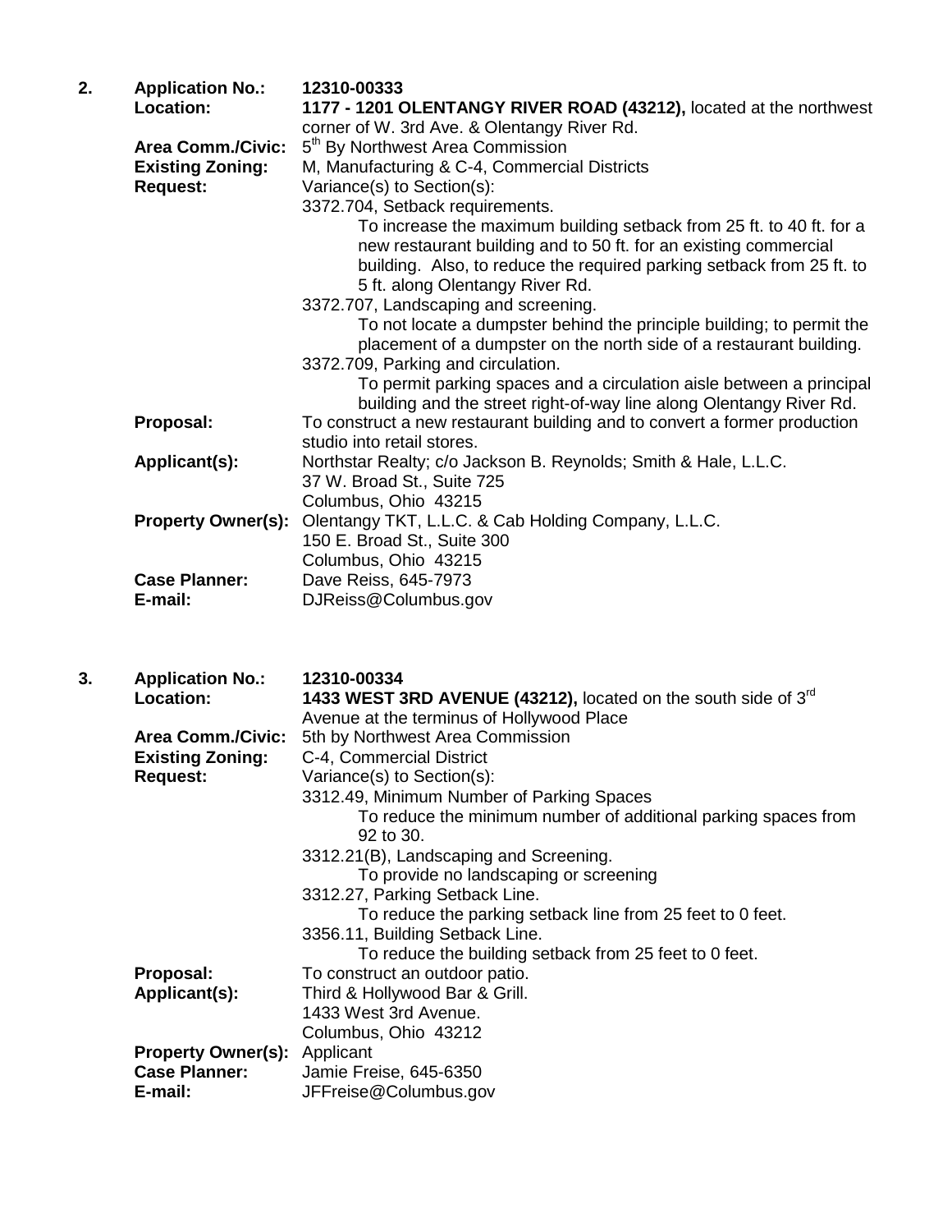**2. Application No.:** **12310-00333**

**Location:** **1177 - 1201 OLENTANGY RIVER ROAD (43212),** located at the northwest corner of W. 3rd Ave. & Olentangy River Rd.

**Area Comm./Civic:** 5th By Northwest Area Commission

**Existing Zoning:** M, Manufacturing & C-4, Commercial Districts

**Request:** Variance(s) to Section(s):

3372.704, Setback requirements.

To increase the maximum building setback from 25 ft. to 40 ft. for a new restaurant building and to 50 ft. for an existing commercial building. Also, to reduce the required parking setback from 25 ft. to 5 ft. along Olentangy River Rd.

3372.707, Landscaping and screening.

To not locate a dumpster behind the principle building; to permit the placement of a dumpster on the north side of a restaurant building.

3372.709, Parking and circulation.

To permit parking spaces and a circulation aisle between a principal building and the street right-of-way line along Olentangy River Rd.

**Proposal:** To construct a new restaurant building and to convert a former production studio into retail stores.

**Applicant(s):** Northstar Realty; c/o Jackson B. Reynolds; Smith & Hale, L.L.C.
37 W. Broad St., Suite 725
Columbus, Ohio 43215

**Property Owner(s):** Olentangy TKT, L.L.C. & Cab Holding Company, L.L.C.
150 E. Broad St., Suite 300
Columbus, Ohio 43215

**Case Planner:** Dave Reiss, 645-7973

**E-mail:** DJReiss@Columbus.gov

**3. Application No.:** **12310-00334**

**Location:** **1433 WEST 3RD AVENUE (43212),** located on the south side of 3rd Avenue at the terminus of Hollywood Place

**Area Comm./Civic:** 5th by Northwest Area Commission

**Existing Zoning:** C-4, Commercial District

**Request:** Variance(s) to Section(s):

3312.49, Minimum Number of Parking Spaces

To reduce the minimum number of additional parking spaces from 92 to 30.

3312.21(B), Landscaping and Screening.

To provide no landscaping or screening

3312.27, Parking Setback Line.

To reduce the parking setback line from 25 feet to 0 feet.

3356.11, Building Setback Line.

To reduce the building setback from 25 feet to 0 feet.

**Proposal:** To construct an outdoor patio.

**Applicant(s):** Third & Hollywood Bar & Grill.
1433 West 3rd Avenue.
Columbus, Ohio 43212

**Property Owner(s):** Applicant

**Case Planner:** Jamie Freise, 645-6350

**E-mail:** JFFreise@Columbus.gov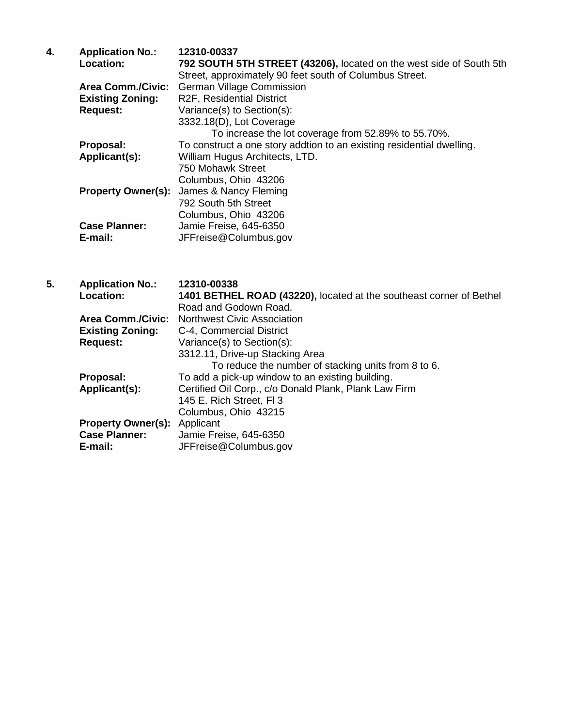**4.** **Application No.:** **12310-00337**

**Location:** **792 SOUTH 5TH STREET (43206),** located on the west side of South 5th Street, approximately 90 feet south of Columbus Street.

**Area Comm./Civic:** German Village Commission

**Existing Zoning:** R2F, Residential District

**Request:** Variance(s) to Section(s):
3332.18(D), Lot Coverage
To increase the lot coverage from 52.89% to 55.70%.

**Proposal:** To construct a one story addtion to an existing residential dwelling.

**Applicant(s):** William Hugus Architects, LTD.
750 Mohawk Street
Columbus, Ohio 43206

**Property Owner(s):** James & Nancy Fleming
792 South 5th Street
Columbus, Ohio 43206

**Case Planner:** Jamie Freise, 645-6350

**E-mail:** JFFreise@Columbus.gov

**5.** **Application No.:** **12310-00338**

**Location:** **1401 BETHEL ROAD (43220),** located at the southeast corner of Bethel Road and Godown Road.

**Area Comm./Civic:** Northwest Civic Association

**Existing Zoning:** C-4, Commercial District

**Request:** Variance(s) to Section(s):
3312.11, Drive-up Stacking Area
To reduce the number of stacking units from 8 to 6.

**Proposal:** To add a pick-up window to an existing building.

**Applicant(s):** Certified Oil Corp., c/o Donald Plank, Plank Law Firm
145 E. Rich Street, Fl 3
Columbus, Ohio 43215

**Property Owner(s):** Applicant

**Case Planner:** Jamie Freise, 645-6350

**E-mail:** JFFreise@Columbus.gov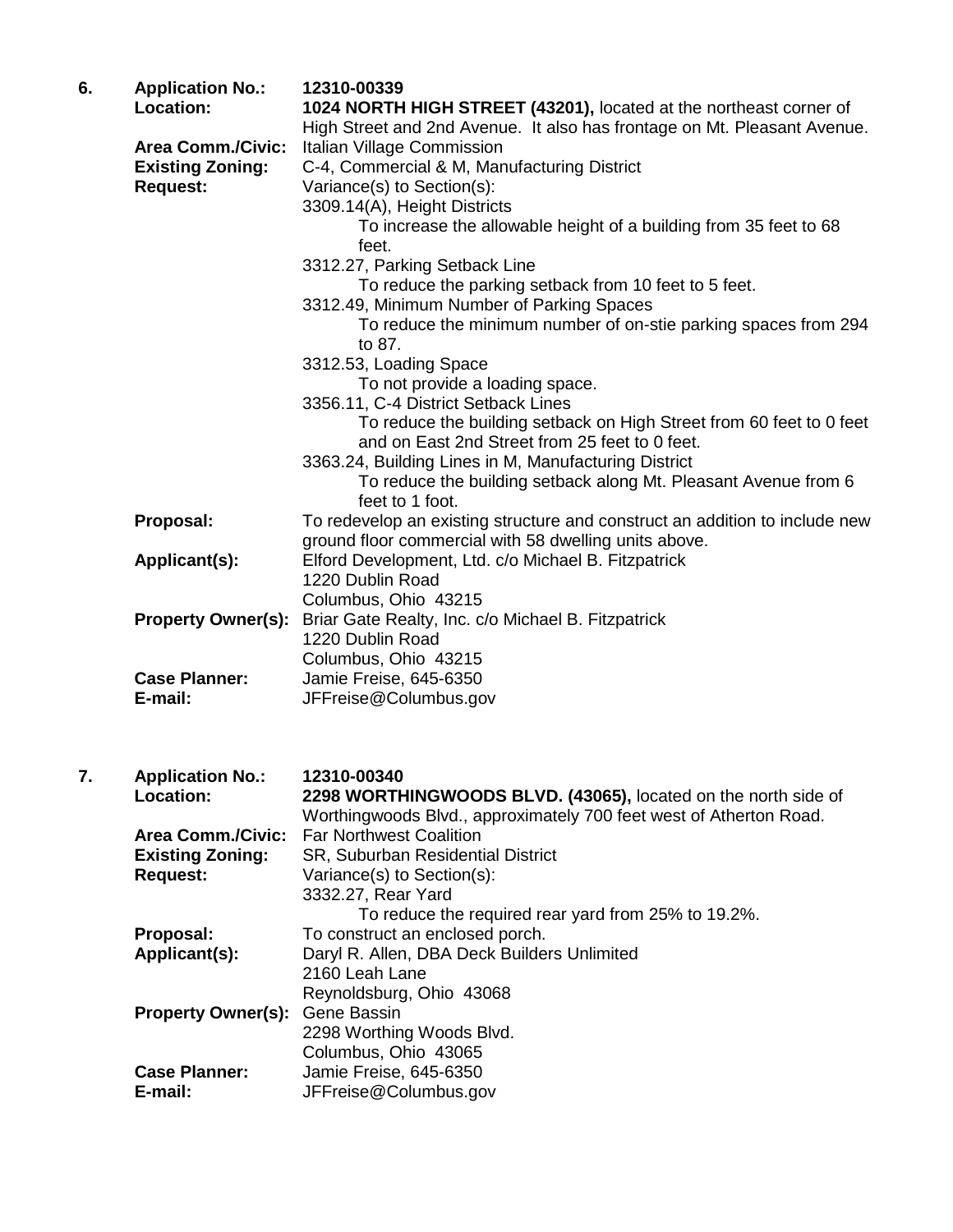6. **Application No.:** **12310-00339**

**Location:** **1024 NORTH HIGH STREET (43201),** located at the northeast corner of High Street and 2nd Avenue. It also has frontage on Mt. Pleasant Avenue.

**Area Comm./Civic:** Italian Village Commission

**Existing Zoning:** C-4, Commercial & M, Manufacturing District

**Request:** Variance(s) to Section(s):

3309.14(A), Height Districts
To increase the allowable height of a building from 35 feet to 68 feet.

3312.27, Parking Setback Line
To reduce the parking setback from 10 feet to 5 feet.

3312.49, Minimum Number of Parking Spaces
To reduce the minimum number of on-stie parking spaces from 294 to 87.

3312.53, Loading Space
To not provide a loading space.

3356.11, C-4 District Setback Lines
To reduce the building setback on High Street from 60 feet to 0 feet and on East 2nd Street from 25 feet to 0 feet.

3363.24, Building Lines in M, Manufacturing District
To reduce the building setback along Mt. Pleasant Avenue from 6 feet to 1 foot.

**Proposal:** To redevelop an existing structure and construct an addition to include new ground floor commercial with 58 dwelling units above.

**Applicant(s):** Elford Development, Ltd. c/o Michael B. Fitzpatrick
1220 Dublin Road
Columbus, Ohio 43215

**Property Owner(s):** Briar Gate Realty, Inc. c/o Michael B. Fitzpatrick
1220 Dublin Road
Columbus, Ohio 43215

**Case Planner:** Jamie Freise, 645-6350

**E-mail:** JFFreise@Columbus.gov

7. **Application No.:** **12310-00340**

**Location:** **2298 WORTHINGWOODS BLVD. (43065),** located on the north side of Worthingwoods Blvd., approximately 700 feet west of Atherton Road.

**Area Comm./Civic:** Far Northwest Coalition

**Existing Zoning:** SR, Suburban Residential District

**Request:** Variance(s) to Section(s):

3332.27, Rear Yard
To reduce the required rear yard from 25% to 19.2%.

**Proposal:** To construct an enclosed porch.

**Applicant(s):** Daryl R. Allen, DBA Deck Builders Unlimited
2160 Leah Lane
Reynoldsburg, Ohio 43068

**Property Owner(s):** Gene Bassin
2298 Worthing Woods Blvd.
Columbus, Ohio 43065

**Case Planner:** Jamie Freise, 645-6350

**E-mail:** JFFreise@Columbus.gov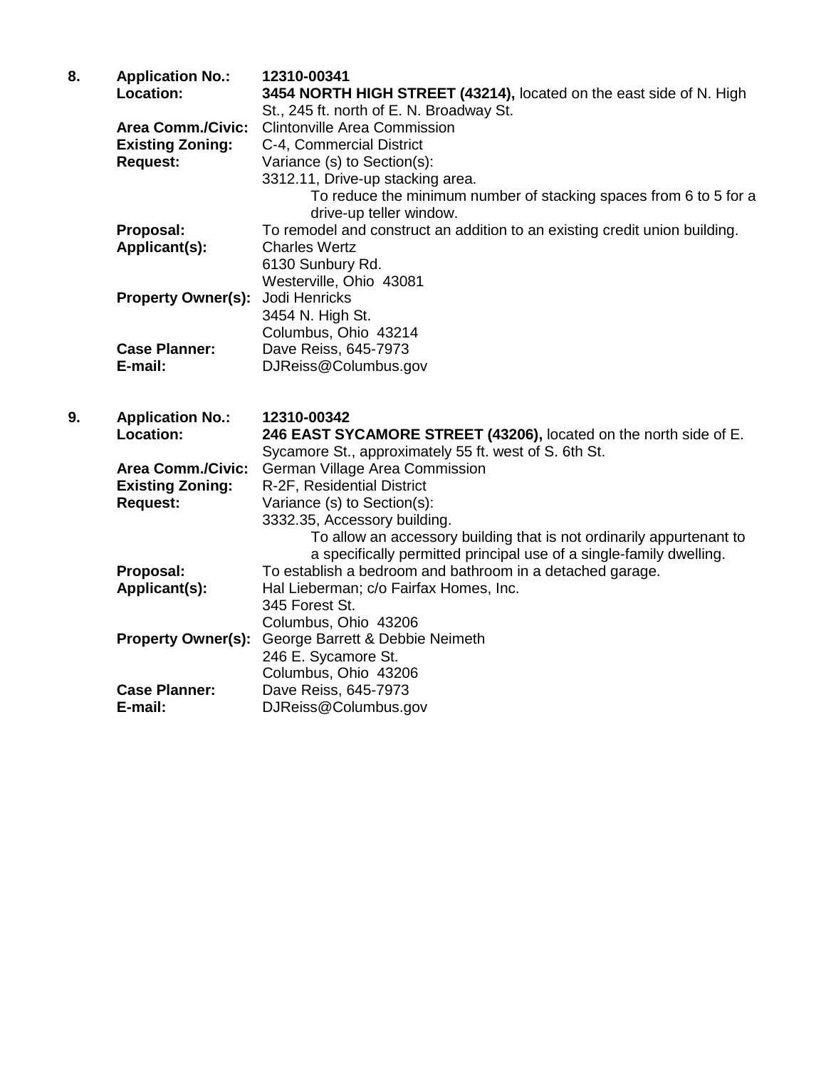**8. Application No.:** **12310-00341**

**Location:** **3454 NORTH HIGH STREET (43214),** located on the east side of N. High St., 245 ft. north of E. N. Broadway St.

**Area Comm./Civic:** Clintonville Area Commission

**Existing Zoning:** C-4, Commercial District

**Request:** Variance (s) to Section(s):

3312.11, Drive-up stacking area.

To reduce the minimum number of stacking spaces from 6 to 5 for a drive-up teller window.

**Proposal:** To remodel and construct an addition to an existing credit union building.

**Applicant(s):** Charles Wertz
6130 Sunbury Rd.
Westerville, Ohio 43081

**Property Owner(s):** Jodi Henricks
3454 N. High St.
Columbus, Ohio 43214

**Case Planner:** Dave Reiss, 645-7973

**E-mail:** DJReiss@Columbus.gov

**9. Application No.:** **12310-00342**

**Location:** **246 EAST SYCAMORE STREET (43206),** located on the north side of E. Sycamore St., approximately 55 ft. west of S. 6th St.

**Area Comm./Civic:** German Village Area Commission

**Existing Zoning:** R-2F, Residential District

**Request:** Variance (s) to Section(s):

3332.35, Accessory building.

To allow an accessory building that is not ordinarily appurtenant to a specifically permitted principal use of a single-family dwelling.

**Proposal:** To establish a bedroom and bathroom in a detached garage.

**Applicant(s):** Hal Lieberman; c/o Fairfax Homes, Inc.
345 Forest St.
Columbus, Ohio 43206

**Property Owner(s):** George Barrett & Debbie Neimeth
246 E. Sycamore St.
Columbus, Ohio 43206

**Case Planner:** Dave Reiss, 645-7973

**E-mail:** DJReiss@Columbus.gov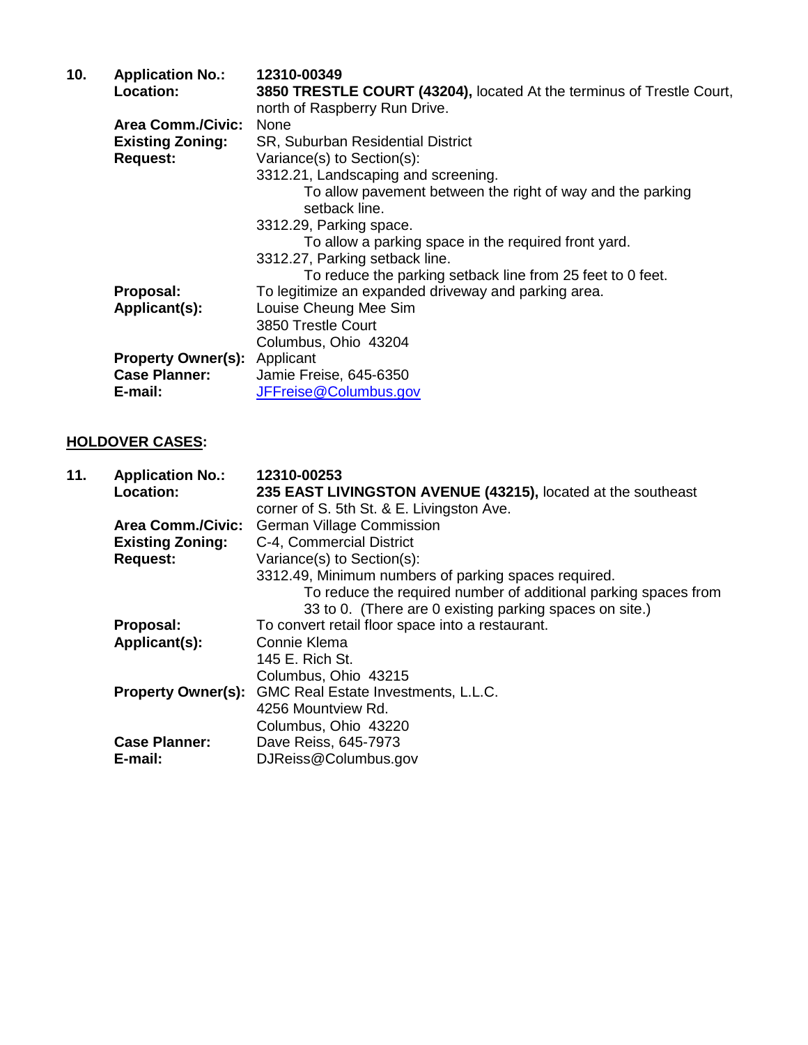**10. Application No.:** **12310-00349**

**Location:** **3850 TRESTLE COURT (43204),** located At the terminus of Trestle Court, north of Raspberry Run Drive.

**Area Comm./Civic:** None

**Existing Zoning:** SR, Suburban Residential District

**Request:** Variance(s) to Section(s):

3312.21, Landscaping and screening.
    To allow pavement between the right of way and the parking setback line.

3312.29, Parking space.
    To allow a parking space in the required front yard.

3312.27, Parking setback line.
    To reduce the parking setback line from 25 feet to 0 feet.

**Proposal:** To legitimize an expanded driveway and parking area.

**Applicant(s):** Louise Cheung Mee Sim
3850 Trestle Court
Columbus, Ohio 43204

**Property Owner(s):** Applicant

**Case Planner:** Jamie Freise, 645-6350

**E-mail:** JFFreise@Columbus.gov

## HOLDOVER CASES:

**11. Application No.:** **12310-00253**

**Location:** **235 EAST LIVINGSTON AVENUE (43215),** located at the southeast corner of S. 5th St. & E. Livingston Ave.

**Area Comm./Civic:** German Village Commission

**Existing Zoning:** C-4, Commercial District

**Request:** Variance(s) to Section(s):

3312.49, Minimum numbers of parking spaces required.
    To reduce the required number of additional parking spaces from 33 to 0. (There are 0 existing parking spaces on site.)

**Proposal:** To convert retail floor space into a restaurant.

**Applicant(s):** Connie Klema
145 E. Rich St.
Columbus, Ohio 43215

**Property Owner(s):** GMC Real Estate Investments, L.L.C.
4256 Mountview Rd.
Columbus, Ohio 43220

**Case Planner:** Dave Reiss, 645-7973

**E-mail:** DJReiss@Columbus.gov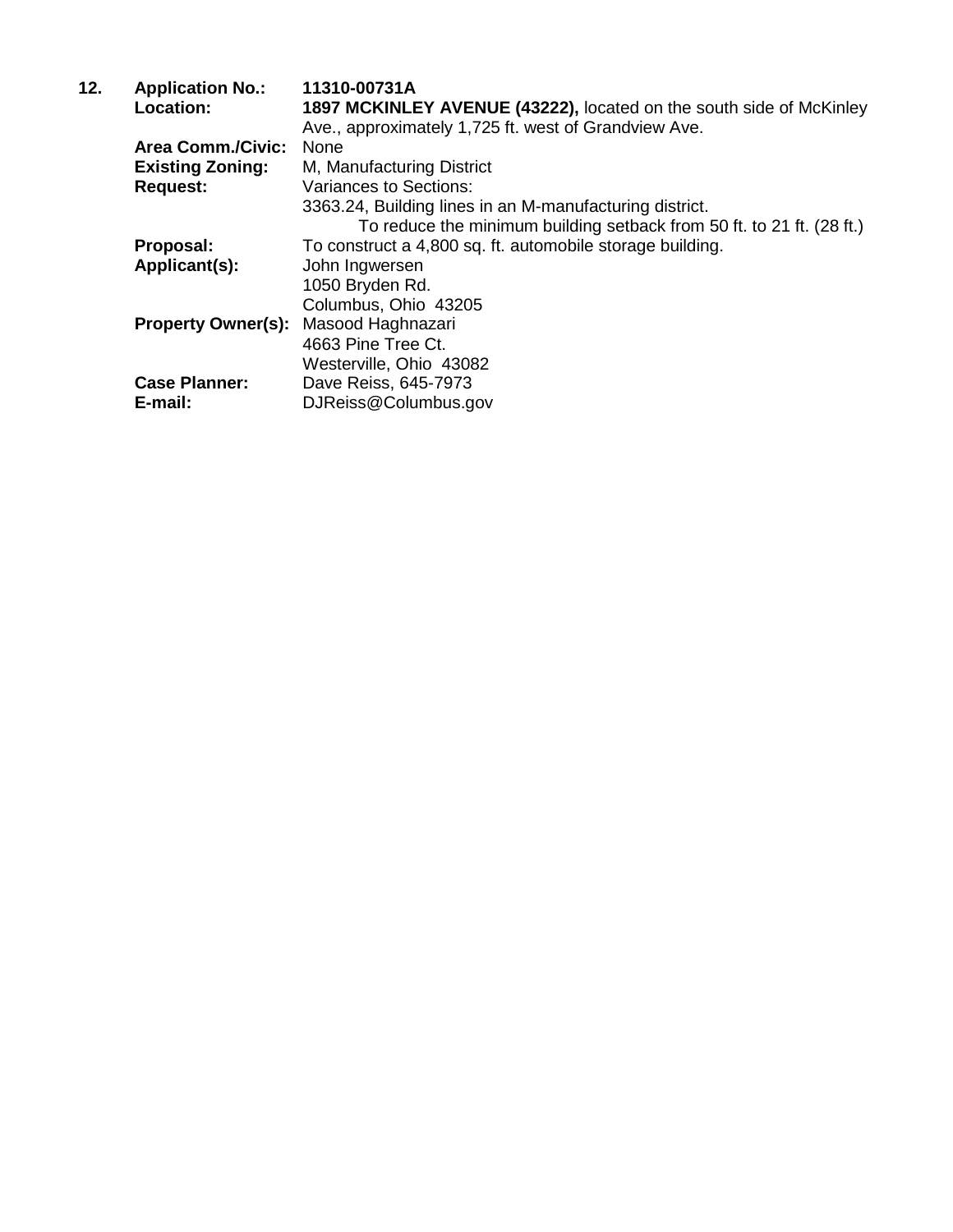**12. Application No.:** **11310-00731A**

**Location:** **1897 MCKINLEY AVENUE (43222),** located on the south side of McKinley Ave., approximately 1,725 ft. west of Grandview Ave.

**Area Comm./Civic:** None

**Existing Zoning:** M, Manufacturing District

**Request:** Variances to Sections:

3363.24, Building lines in an M-manufacturing district.

To reduce the minimum building setback from 50 ft. to 21 ft. (28 ft.)

**Proposal:** To construct a 4,800 sq. ft. automobile storage building.

**Applicant(s):** John Ingwersen
1050 Bryden Rd.
Columbus, Ohio 43205

**Property Owner(s):** Masood Haghnazari
4663 Pine Tree Ct.
Westerville, Ohio 43082

**Case Planner:** Dave Reiss, 645-7973

**E-mail:** DJReiss@Columbus.gov